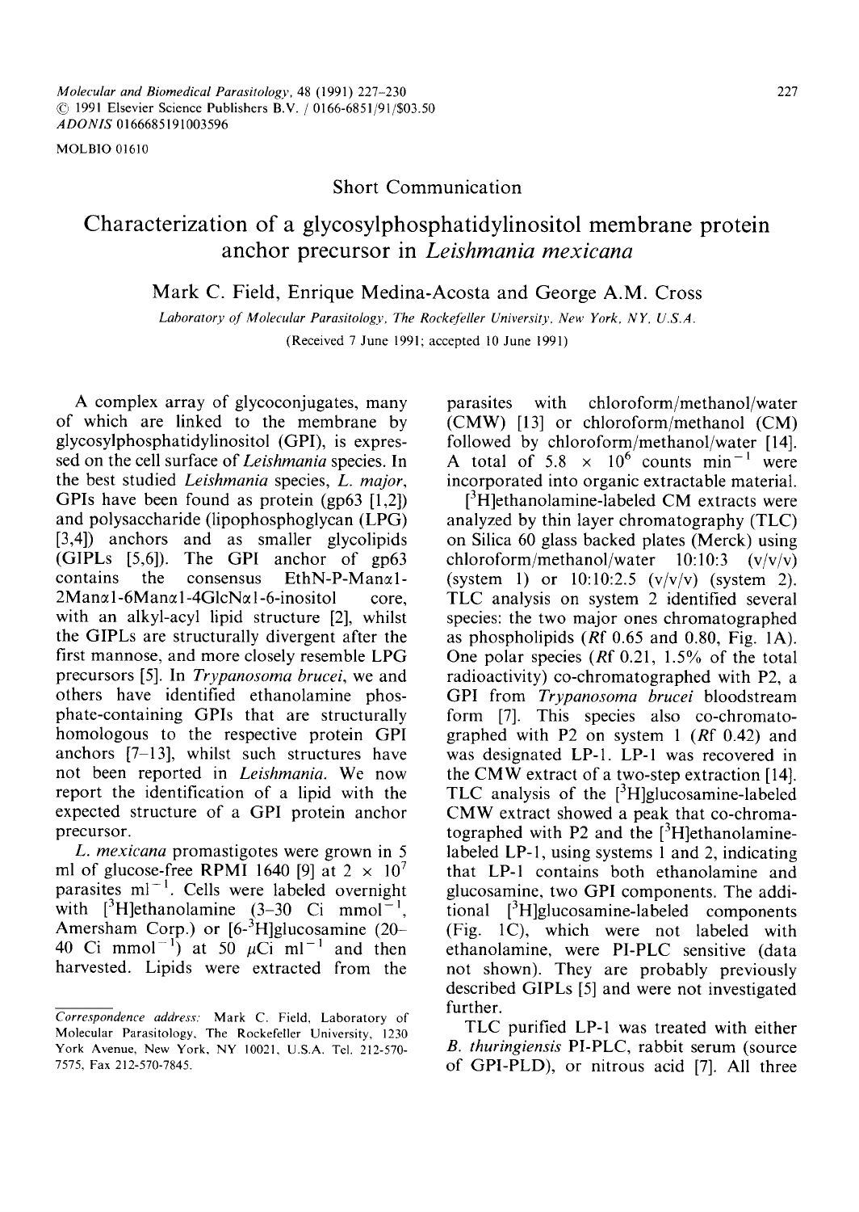Short Communication

# Characterization of a glycosylphosphatidylinositol membrane protein anchor precursor in *Leishmania mexicana*

Mark C. Field, Enrique Medina-Acosta and George A.M. Cross

*Laboratory of Molecular Parasitology, The Rockefeller University, New York, NY, U.S.A.*

(Received 7 June 1991; accepted 10 June 1991)

A complex array of glycoconjugates, many of which are linked to the membrane by glycosylphosphatidylinositol (GPI), is expressed on the cell surface of *Leishmania* species. In the best studied *Leishmania* species, *L. major*, GPIs have been found as protein (gp63 [1,2]) and polysaccharide (lipophosphoglycan (LPG) [3,4]) anchors and as smaller glycolipids (GIPLs [5,6]). The GPI anchor of gp63 contains the consensus EthN-P-Manα1-2Manα1-6Manα1-4GlcNα1-6-inositol core, with an alkyl-acyl lipid structure [2], whilst the GIPLs are structurally divergent after the first mannose, and more closely resemble LPG precursors [5]. In *Trypanosoma brucei*, we and others have identified ethanolamine phosphate-containing GPIs that are structurally homologous to the respective protein GPI anchors [7–13], whilst such structures have not been reported in *Leishmania*. We now report the identification of a lipid with the expected structure of a GPI protein anchor precursor.

*L. mexicana* promastigotes were grown in 5 ml of glucose-free RPMI 1640 [9] at $2 \times 10^7$ parasites $ml^{-1}$. Cells were labeled overnight with [$^3$H]ethanolamine (3–30 Ci $mmol^{-1}$, Amersham Corp.) or [6-$^3$H]glucosamine (20–40 Ci $mmol^{-1}$) at 50 μCi $ml^{-1}$ and then harvested. Lipids were extracted from the parasites with chloroform/methanol/water (CMW) [13] or chloroform/methanol (CM) followed by chloroform/methanol/water [14]. A total of $5.8 \times 10^6$ counts $min^{-1}$ were incorporated into organic extractable material.

[$^3$H]ethanolamine-labeled CM extracts were analyzed by thin layer chromatography (TLC) on Silica 60 glass backed plates (Merck) using chloroform/methanol/water 10:10:3 (v/v/v) (system 1) or 10:10:2.5 (v/v/v) (system 2). TLC analysis on system 2 identified several species: the two major ones chromatographed as phospholipids (*Rf* 0.65 and 0.80, Fig. 1A). One polar species (*Rf* 0.21, 1.5% of the total radioactivity) co-chromatographed with P2, a GPI from *Trypanosoma brucei* bloodstream form [7]. This species also co-chromatographed with P2 on system 1 (*Rf* 0.42) and was designated LP-1. LP-1 was recovered in the CMW extract of a two-step extraction [14]. TLC analysis of the [$^3$H]glucosamine-labeled CMW extract showed a peak that co-chromatographed with P2 and the [$^3$H]ethanolamine-labeled LP-1, using systems 1 and 2, indicating that LP-1 contains both ethanolamine and glucosamine, two GPI components. The additional [$^3$H]glucosamine-labeled components (Fig. 1C), which were not labeled with ethanolamine, were PI-PLC sensitive (data not shown). They are probably previously described GIPLs [5] and were not investigated further.

TLC purified LP-1 was treated with either *B. thuringiensis* PI-PLC, rabbit serum (source of GPI-PLD), or nitrous acid [7]. All three

*Correspondence address:* Mark C. Field, Laboratory of Molecular Parasitology, The Rockefeller University, 1230 York Avenue, New York, NY 10021, U.S.A. Tel. 212-570-7575, Fax 212-570-7845.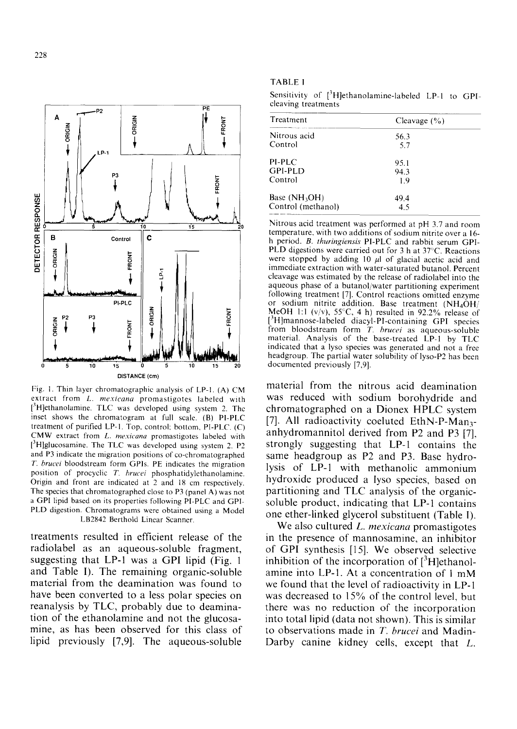Fig. 1. Thin layer chromatographic analysis of LP-1. (A) CM extract from *L. mexicana* promastigotes labeled with [$^3$H]ethanolamine. TLC was developed using system 2. The inset shows the chromatogram at full scale. (B) PI-PLC treatment of purified LP-1. Top, control; bottom, PI-PLC. (C) CMW extract from *L. mexicana* promastigotes labeled with [$^3$H]glucosamine. The TLC was developed using system 2. P2 and P3 indicate the migration positions of co-chromatographed *T. brucei* bloodstream form GPIs. PE indicates the migration position of procyclic *T. brucei* phosphatidylethanolamine. Origin and front are indicated at 2 and 18 cm respectively. The species that chromatographed close to P3 (panel A) was not a GPI lipid based on its properties following PI-PLC and GPI-PLD digestion. Chromatograms were obtained using a Model LB2842 Berthold Linear Scanner.

treatments resulted in efficient release of the radiolabel as an aqueous-soluble fragment, suggesting that LP-1 was a GPI lipid (Fig. 1 and Table I). The remaining organic-soluble material from the deamination was found to have been converted to a less polar species on reanalysis by TLC, probably due to deamination of the ethanolamine and not the glucosamine, as has been observed for this class of lipid previously [7,9]. The aqueous-soluble material from the nitrous acid deamination was reduced with sodium borohydride and chromatographed on a Dionex HPLC system [7]. All radioactivity coeluted EthN-P-Man$_3$-anhydromannitol derived from P2 and P3 [7], strongly suggesting that LP-1 contains the same headgroup as P2 and P3. Base hydrolysis of LP-1 with methanolic ammonium hydroxide produced a lyso species, based on partitioning and TLC analysis of the organic-soluble product, indicating that LP-1 contains one ether-linked glycerol substituent (Table I).

TABLE I

Sensitivity of [$^3$H]ethanolamine-labeled LP-1 to GPI-cleaving treatments

| Treatment | Cleavage (%) |
|---|---|
| Nitrous acid | 56.3 |
| Control | 5.7 |
| PI-PLC | 95.1 |
| GPI-PLD | 94.3 |
| Control | 1.9 |
| Base ($NH_3OH$) | 49.4 |
| Control (methanol) | 4.5 |

Nitrous acid treatment was performed at pH 3.7 and room temperature, with two additions of sodium nitrite over a 16-h period. *B. thuringiensis* PI-PLC and rabbit serum GPI-PLD digestions were carried out for 3 h at 37°C. Reactions were stopped by adding 10 μl of glacial acetic acid and immediate extraction with water-saturated butanol. Percent cleavage was estimated by the release of radiolabel into the aqueous phase of a butanol/water partitioning experiment following treatment [7]. Control reactions omitted enzyme or sodium nitrite addition. Base treatment ($NH_4OH$/MeOH 1:1 (v/v), 55°C, 4 h) resulted in 92.2% release of [$^3$H]mannose-labeled diacyl-PI-containing GPI species from bloodstream form *T. brucei* as aqueous-soluble material. Analysis of the base-treated LP-1 by TLC indicated that a lyso species was generated and not a free headgroup. The partial water solubility of lyso-P2 has been documented previously [7,9].

We also cultured *L. mexicana* promastigotes in the presence of mannosamine, an inhibitor of GPI synthesis [15]. We observed selective inhibition of the incorporation of [$^3$H]ethanolamine into LP-1. At a concentration of 1 mM we found that the level of radioactivity in LP-1 was decreased to 15% of the control level, but there was no reduction of the incorporation into total lipid (data not shown). This is similar to observations made in *T. brucei* and Madin-Darby canine kidney cells, except that *L.*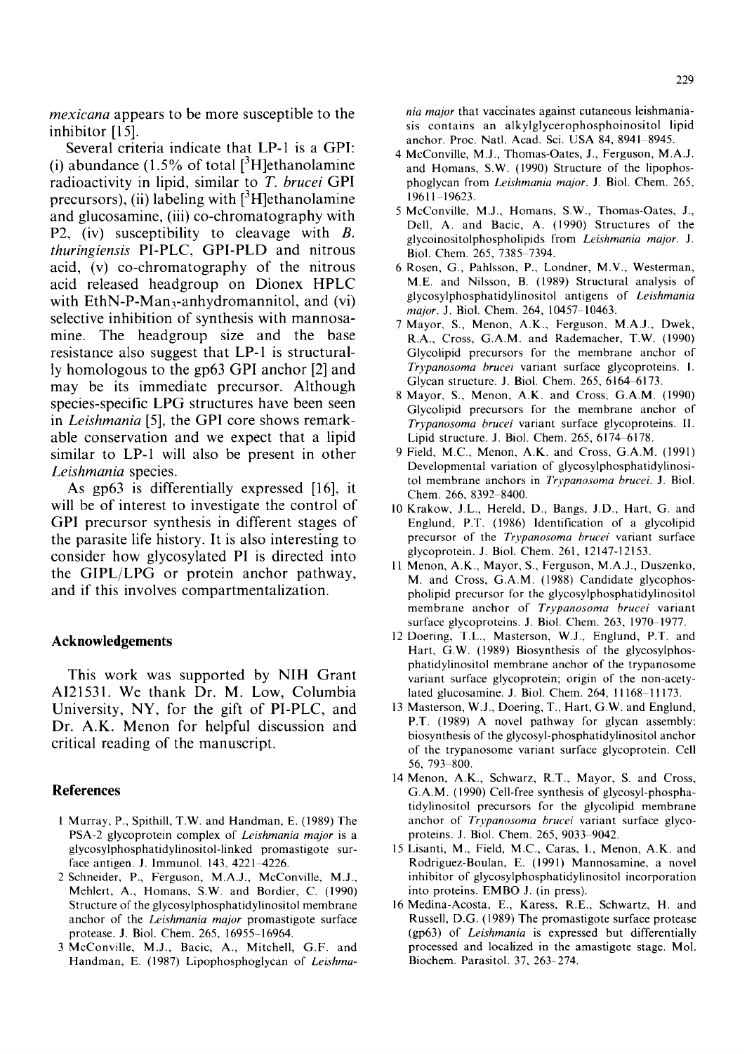*mexicana* appears to be more susceptible to the inhibitor [15].

Several criteria indicate that LP-1 is a GPI: (i) abundance (1.5% of total [$^3$H]ethanolamine radioactivity in lipid, similar to *T. brucei* GPI precursors), (ii) labeling with [$^3$H]ethanolamine and glucosamine, (iii) co-chromatography with P2, (iv) susceptibility to cleavage with *B. thuringiensis* PI-PLC, GPI-PLD and nitrous acid, (v) co-chromatography of the nitrous acid released headgroup on Dionex HPLC with EthN-P-Man$_3$-anhydromannitol, and (vi) selective inhibition of synthesis with mannosamine. The headgroup size and the base resistance also suggest that LP-1 is structurally homologous to the gp63 GPI anchor [2] and may be its immediate precursor. Although species-specific LPG structures have been seen in *Leishmania* [5], the GPI core shows remarkable conservation and we expect that a lipid similar to LP-1 will also be present in other *Leishmania* species.

As gp63 is differentially expressed [16], it will be of interest to investigate the control of GPI precursor synthesis in different stages of the parasite life history. It is also interesting to consider how glycosylated PI is directed into the GIPL/LPG or protein anchor pathway, and if this involves compartmentalization.

## Acknowledgements

This work was supported by NIH Grant AI21531. We thank Dr. M. Low, Columbia University, NY, for the gift of PI-PLC, and Dr. A.K. Menon for helpful discussion and critical reading of the manuscript.

## References

1 Murray, P., Spithill, T.W. and Handman, E. (1989) The PSA-2 glycoprotein complex of *Leishmania major* is a glycosylphosphatidylinositol-linked promastigote surface antigen. J. Immunol. 143, 4221–4226.

2 Schneider, P., Ferguson, M.A.J., McConville, M.J., Mehlert, A., Homans, S.W. and Bordier, C. (1990) Structure of the glycosylphosphatidylinositol membrane anchor of the *Leishmania major* promastigote surface protease. J. Biol. Chem. 265, 16955–16964.

3 McConville, M.J., Bacic, A., Mitchell, G.F. and Handman, E. (1987) Lipophosphoglycan of *Leishmania major* that vaccinates against cutaneous leishmaniasis contains an alkylglycerophosphoinositol lipid anchor. Proc. Natl. Acad. Sci. USA 84, 8941–8945.

4 McConville, M.J., Thomas-Oates, J., Ferguson, M.A.J. and Homans, S.W. (1990) Structure of the lipophosphoglycan from *Leishmania major*. J. Biol. Chem. 265, 19611–19623.

5 McConville, M.J., Homans, S.W., Thomas-Oates, J., Dell, A. and Bacic, A. (1990) Structures of the glycoinositolphospholipids from *Leishmania major*. J. Biol. Chem. 265, 7385–7394.

6 Rosen, G., Pahlsson, P., Londner, M.V., Westerman, M.E. and Nilsson, B. (1989) Structural analysis of glycosylphosphatidylinositol antigens of *Leishmania major*. J. Biol. Chem. 264, 10457–10463.

7 Mayor, S., Menon, A.K., Ferguson, M.A.J., Dwek, R.A., Cross, G.A.M. and Rademacher, T.W. (1990) Glycolipid precursors for the membrane anchor of *Trypanosoma brucei* variant surface glycoproteins. I. Glycan structure. J. Biol. Chem. 265, 6164–6173.

8 Mayor, S., Menon, A.K. and Cross, G.A.M. (1990) Glycolipid precursors for the membrane anchor of *Trypanosoma brucei* variant surface glycoproteins. II. Lipid structure. J. Biol. Chem. 265, 6174–6178.

9 Field, M.C., Menon, A.K. and Cross, G.A.M. (1991) Developmental variation of glycosylphosphatidylinositol membrane anchors in *Trypanosoma brucei*. J. Biol. Chem. 266, 8392–8400.

10 Krakow, J.L., Hereld, D., Bangs, J.D., Hart, G. and Englund, P.T. (1986) Identification of a glycolipid precursor of the *Trypanosoma brucei* variant surface glycoprotein. J. Biol. Chem. 261, 12147-12153.

11 Menon, A.K., Mayor, S., Ferguson, M.A.J., Duszenko, M. and Cross, G.A.M. (1988) Candidate glycophospholipid precursor for the glycosylphosphatidylinositol membrane anchor of *Trypanosoma brucei* variant surface glycoproteins. J. Biol. Chem. 263, 1970–1977.

12 Doering, T.L., Masterson, W.J., Englund, P.T. and Hart, G.W. (1989) Biosynthesis of the glycosylphosphatidylinositol membrane anchor of the trypanosome variant surface glycoprotein; origin of the non-acetylated glucosamine. J. Biol. Chem. 264, 11168–11173.

13 Masterson, W.J., Doering, T., Hart, G.W. and Englund, P.T. (1989) A novel pathway for glycan assembly: biosynthesis of the glycosyl-phosphatidylinositol anchor of the trypanosome variant surface glycoprotein. Cell 56, 793–800.

14 Menon, A.K., Schwarz, R.T., Mayor, S. and Cross, G.A.M. (1990) Cell-free synthesis of glycosyl-phosphatidylinositol precursors for the glycolipid membrane anchor of *Trypanosoma brucei* variant surface glycoproteins. J. Biol. Chem. 265, 9033–9042.

15 Lisanti, M., Field, M.C., Caras, I., Menon, A.K. and Rodriguez-Boulan, E. (1991) Mannosamine, a novel inhibitor of glycosylphosphatidylinositol incorporation into proteins. EMBO J. (in press).

16 Medina-Acosta, E., Karess, R.E., Schwartz, H. and Russell, D.G. (1989) The promastigote surface protease (gp63) of *Leishmania* is expressed but differentially processed and localized in the amastigote stage. Mol. Biochem. Parasitol. 37, 263–274.